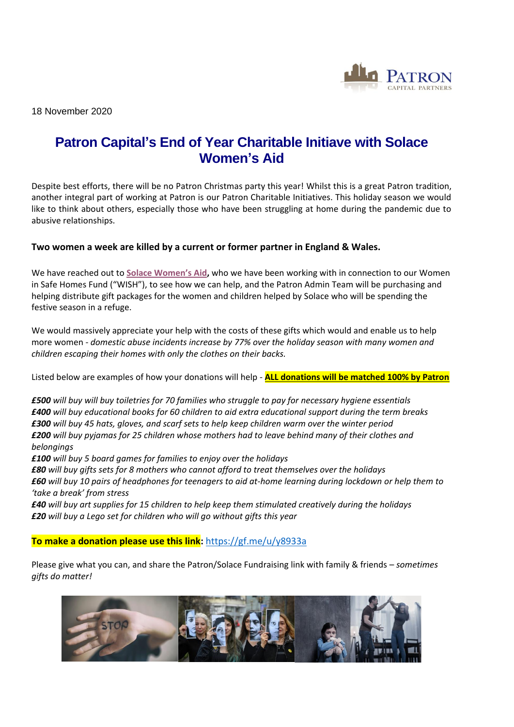18 November 2020

# Patron Capital's End of Year Charitable Initiave with Solace Women's Aid

Despite best efforts, there will be no Patron Christmas party this year! Whilst this is a great Patron tradition, another integral part of working at Patron is our Patron Charitable Initiatives. This holiday season we would like to think about others, especially those who have been struggling at home during the pandemic due to abusive relationships.

**Two women a week are killed by a current or former partner in England & Wales.**

We have reached out to **Solace Women's Aid**, who we have been working with in connection to our Women in Safe Homes Fund ("WISH"), to see how we can help, and the Patron Admin Team will be purchasing and helping distribute gift packages for the women and children helped by Solace who will be spending the festive season in a refuge.

We would massively appreciate your help with the costs of these gifts which would and enable us to help more women - *domestic abuse incidents increase by 77% over the holiday season with many women and children escaping their homes with only the clothes on their backs.*

Listed below are examples of how your donations will help - **ALL donations will be matched 100% by Patron**

***£500*** *will buy will buy toiletries for 70 families who struggle to pay for necessary hygiene essentials*
***£400*** *will buy educational books for 60 children to aid extra educational support during the term breaks*
***£300*** *will buy 45 hats, gloves, and scarf sets to help keep children warm over the winter period*
***£200*** *will buy pyjamas for 25 children whose mothers had to leave behind many of their clothes and belongings*
***£100*** *will buy 5 board games for families to enjoy over the holidays*
***£80*** *will buy gifts sets for 8 mothers who cannot afford to treat themselves over the holidays*
***£60*** *will buy 10 pairs of headphones for teenagers to aid at-home learning during lockdown or help them to 'take a break' from stress*
***£40*** *will buy art supplies for 15 children to help keep them stimulated creatively during the holidays*
***£20*** *will buy a Lego set for children who will go without gifts this year*

**To make a donation please use this link:** https://gf.me/u/y8933a

Please give what you can, and share the Patron/Solace Fundraising link with family & friends – *sometimes gifts do matter!*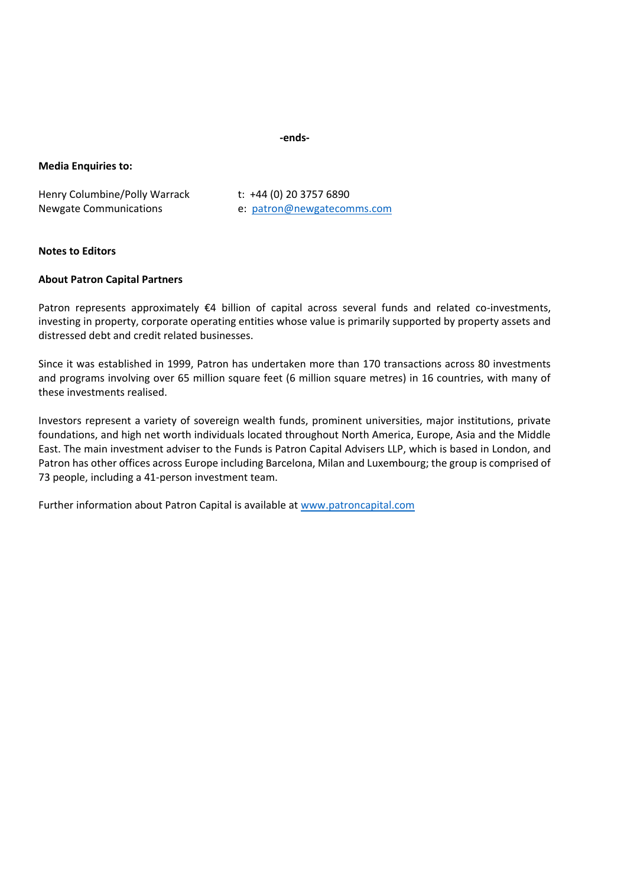**-ends-**

**Media Enquiries to:**

| | |
|---|---|
| Henry Columbine/Polly Warrack | t: +44 (0) 20 3757 6890 |
| Newgate Communications | e: patron@newgatecomms.com |

**Notes to Editors**

**About Patron Capital Partners**

Patron represents approximately €4 billion of capital across several funds and related co-investments, investing in property, corporate operating entities whose value is primarily supported by property assets and distressed debt and credit related businesses.

Since it was established in 1999, Patron has undertaken more than 170 transactions across 80 investments and programs involving over 65 million square feet (6 million square metres) in 16 countries, with many of these investments realised.

Investors represent a variety of sovereign wealth funds, prominent universities, major institutions, private foundations, and high net worth individuals located throughout North America, Europe, Asia and the Middle East. The main investment adviser to the Funds is Patron Capital Advisers LLP, which is based in London, and Patron has other offices across Europe including Barcelona, Milan and Luxembourg; the group is comprised of 73 people, including a 41-person investment team.

Further information about Patron Capital is available at www.patroncapital.com